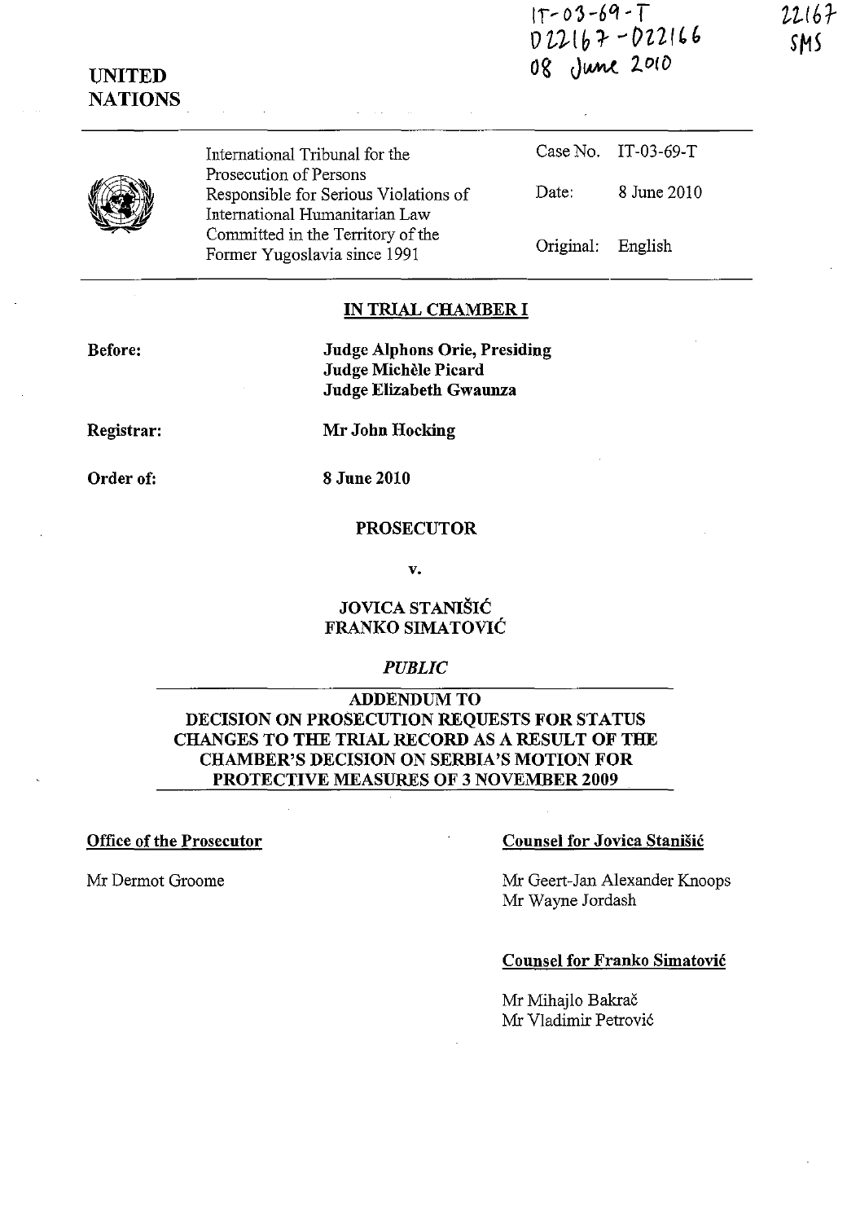IT-03-69-T
D22167 - D22166
08 June 2010

22167
SMS

**UNITED NATIONS**

| | International Tribunal for the Prosecution of Persons Responsible for Serious Violations of International Humanitarian Law Committed in the Territory of the Former Yugoslavia since 1991 | Case No. | IT-03-69-T |
|---|---|---|---|
| | | Date: | 8 June 2010 |
| | | Original: | English |

**IN TRIAL CHAMBER I**

**Before:** **Judge Alphons Orie, Presiding**
**Judge Michèle Picard**
**Judge Elizabeth Gwaunza**

**Registrar:** **Mr John Hocking**

**Order of:** **8 June 2010**

**PROSECUTOR**

**v.**

**JOVICA STANIŠIĆ**
**FRANKO SIMATOVIĆ**

*PUBLIC*

**ADDENDUM TO DECISION ON PROSECUTION REQUESTS FOR STATUS CHANGES TO THE TRIAL RECORD AS A RESULT OF THE CHAMBER'S DECISION ON SERBIA'S MOTION FOR PROTECTIVE MEASURES OF 3 NOVEMBER 2009**

**Office of the Prosecutor**

Mr Dermot Groome

**Counsel for Jovica Stanišić**

Mr Geert-Jan Alexander Knoops
Mr Wayne Jordash

**Counsel for Franko Simatović**

Mr Mihajlo Bakrač
Mr Vladimir Petrović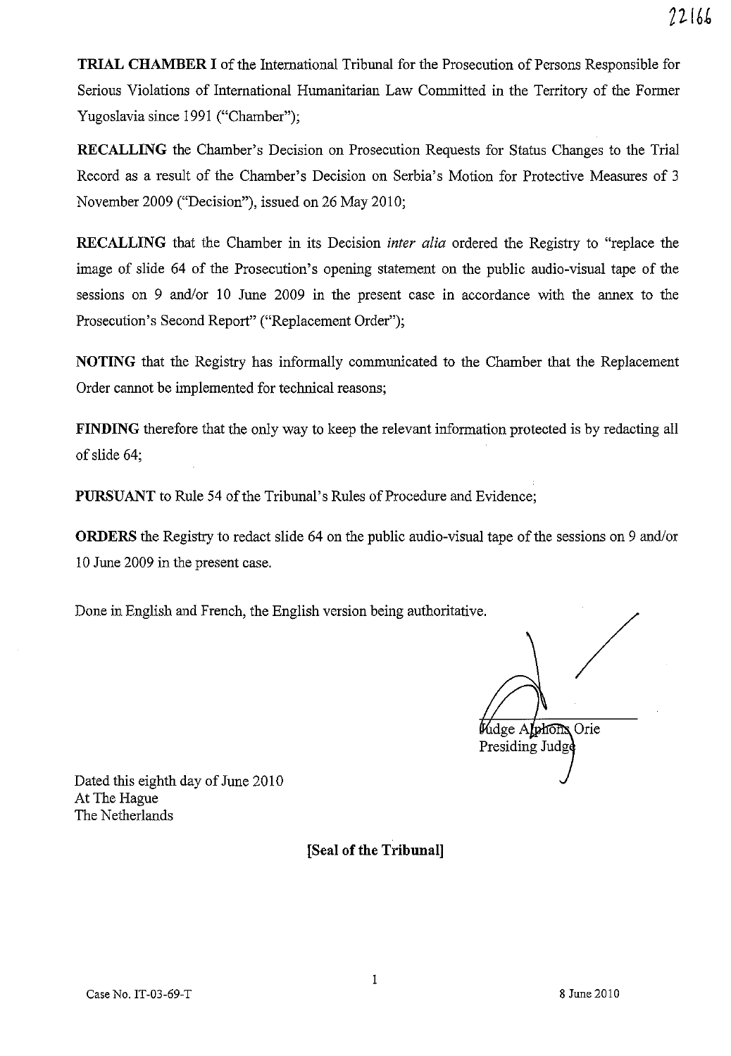**TRIAL CHAMBER I** of the International Tribunal for the Prosecution of Persons Responsible for Serious Violations of International Humanitarian Law Committed in the Territory of the Former Yugoslavia since 1991 ("Chamber");

**RECALLING** the Chamber's Decision on Prosecution Requests for Status Changes to the Trial Record as a result of the Chamber's Decision on Serbia's Motion for Protective Measures of 3 November 2009 ("Decision"), issued on 26 May 2010;

**RECALLING** that the Chamber in its Decision *inter alia* ordered the Registry to "replace the image of slide 64 of the Prosecution's opening statement on the public audio-visual tape of the sessions on 9 and/or 10 June 2009 in the present case in accordance with the annex to the Prosecution's Second Report" ("Replacement Order");

**NOTING** that the Registry has informally communicated to the Chamber that the Replacement Order cannot be implemented for technical reasons;

**FINDING** therefore that the only way to keep the relevant information protected is by redacting all of slide 64;

**PURSUANT** to Rule 54 of the Tribunal's Rules of Procedure and Evidence;

**ORDERS** the Registry to redact slide 64 on the public audio-visual tape of the sessions on 9 and/or 10 June 2009 in the present case.

Done in English and French, the English version being authoritative.

Judge Alphons Orie
Presiding Judge

Dated this eighth day of June 2010
At The Hague
The Netherlands

**[Seal of the Tribunal]**